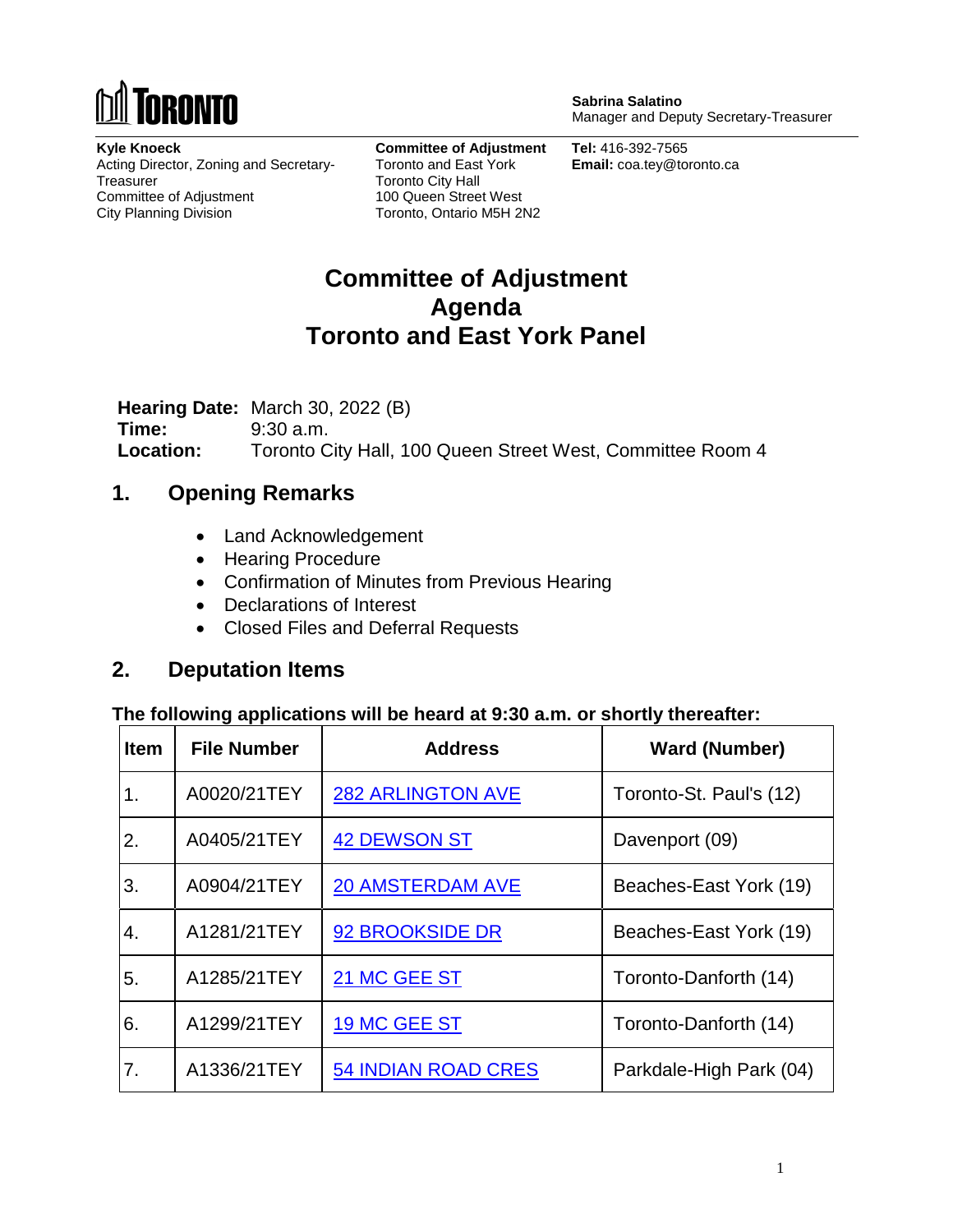TORONTO

**Sabrina Salatino**
Manager and Deputy Secretary-Treasurer

**Kyle Knoeck**
Acting Director, Zoning and Secretary-Treasurer
Committee of Adjustment
City Planning Division

**Committee of Adjustment**
Toronto and East York
Toronto City Hall
100 Queen Street West
Toronto, Ontario M5H 2N2

**Tel:** 416-392-7565
**Email:** coa.tey@toronto.ca

# Committee of Adjustment Agenda Toronto and East York Panel

**Hearing Date:** March 30, 2022 (B)
**Time:** 9:30 a.m.
**Location:** Toronto City Hall, 100 Queen Street West, Committee Room 4

## 1. Opening Remarks

- Land Acknowledgement
- Hearing Procedure
- Confirmation of Minutes from Previous Hearing
- Declarations of Interest
- Closed Files and Deferral Requests

## 2. Deputation Items

**The following applications will be heard at 9:30 a.m. or shortly thereafter:**

| Item | File Number | Address | Ward (Number) |
|---|---|---|---|
| 1. | A0020/21TEY | 282 ARLINGTON AVE | Toronto-St. Paul's (12) |
| 2. | A0405/21TEY | 42 DEWSON ST | Davenport (09) |
| 3. | A0904/21TEY | 20 AMSTERDAM AVE | Beaches-East York (19) |
| 4. | A1281/21TEY | 92 BROOKSIDE DR | Beaches-East York (19) |
| 5. | A1285/21TEY | 21 MC GEE ST | Toronto-Danforth (14) |
| 6. | A1299/21TEY | 19 MC GEE ST | Toronto-Danforth (14) |
| 7. | A1336/21TEY | 54 INDIAN ROAD CRES | Parkdale-High Park (04) |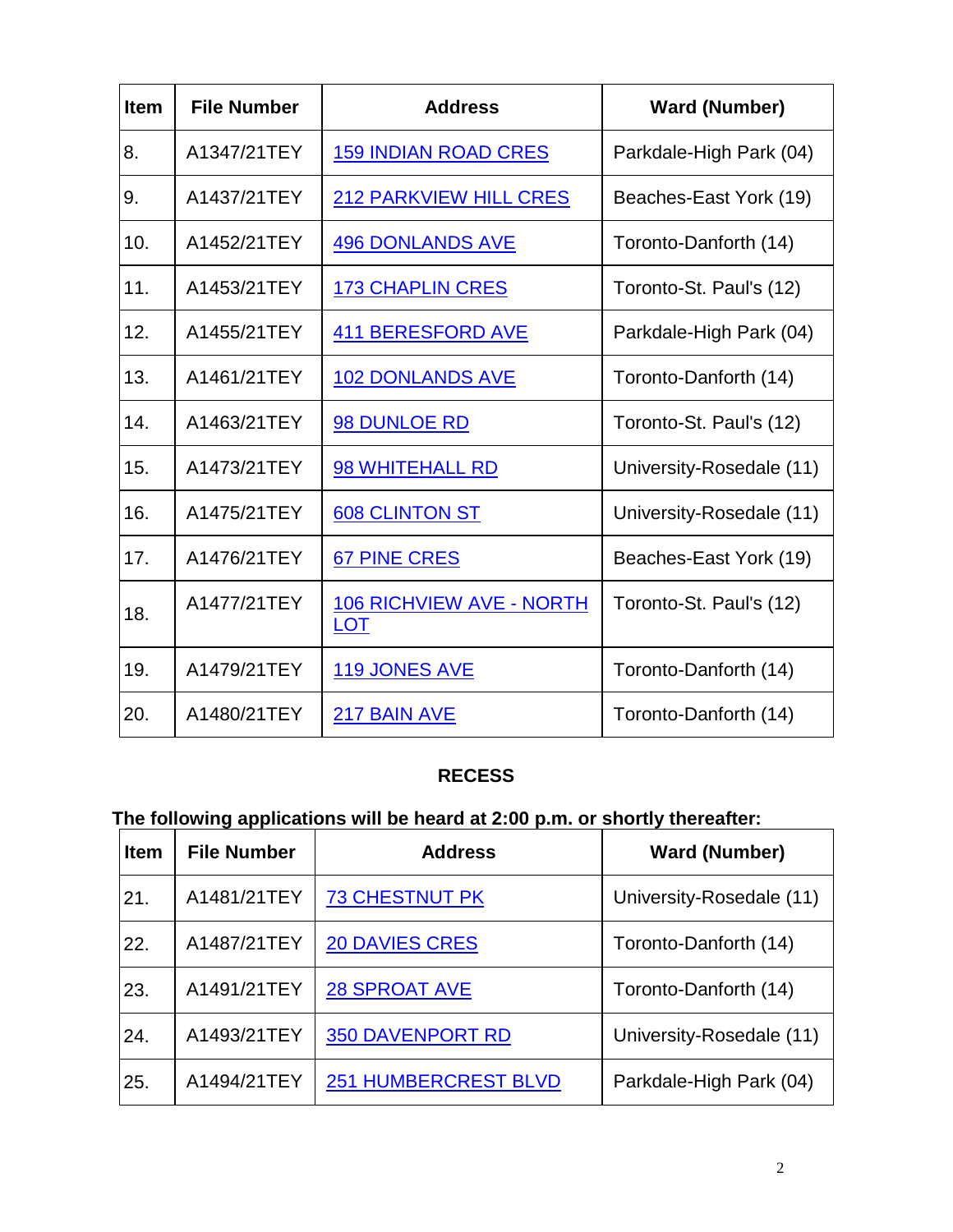| Item | File Number | Address | Ward (Number) |
|---|---|---|---|
| 8. | A1347/21TEY | 159 INDIAN ROAD CRES | Parkdale-High Park (04) |
| 9. | A1437/21TEY | 212 PARKVIEW HILL CRES | Beaches-East York (19) |
| 10. | A1452/21TEY | 496 DONLANDS AVE | Toronto-Danforth (14) |
| 11. | A1453/21TEY | 173 CHAPLIN CRES | Toronto-St. Paul's (12) |
| 12. | A1455/21TEY | 411 BERESFORD AVE | Parkdale-High Park (04) |
| 13. | A1461/21TEY | 102 DONLANDS AVE | Toronto-Danforth (14) |
| 14. | A1463/21TEY | 98 DUNLOE RD | Toronto-St. Paul's (12) |
| 15. | A1473/21TEY | 98 WHITEHALL RD | University-Rosedale (11) |
| 16. | A1475/21TEY | 608 CLINTON ST | University-Rosedale (11) |
| 17. | A1476/21TEY | 67 PINE CRES | Beaches-East York (19) |
| 18. | A1477/21TEY | 106 RICHVIEW AVE - NORTH LOT | Toronto-St. Paul's (12) |
| 19. | A1479/21TEY | 119 JONES AVE | Toronto-Danforth (14) |
| 20. | A1480/21TEY | 217 BAIN AVE | Toronto-Danforth (14) |

**RECESS**

**The following applications will be heard at 2:00 p.m. or shortly thereafter:**

| Item | File Number | Address | Ward (Number) |
|---|---|---|---|
| 21. | A1481/21TEY | 73 CHESTNUT PK | University-Rosedale (11) |
| 22. | A1487/21TEY | 20 DAVIES CRES | Toronto-Danforth (14) |
| 23. | A1491/21TEY | 28 SPROAT AVE | Toronto-Danforth (14) |
| 24. | A1493/21TEY | 350 DAVENPORT RD | University-Rosedale (11) |
| 25. | A1494/21TEY | 251 HUMBERCREST BLVD | Parkdale-High Park (04) |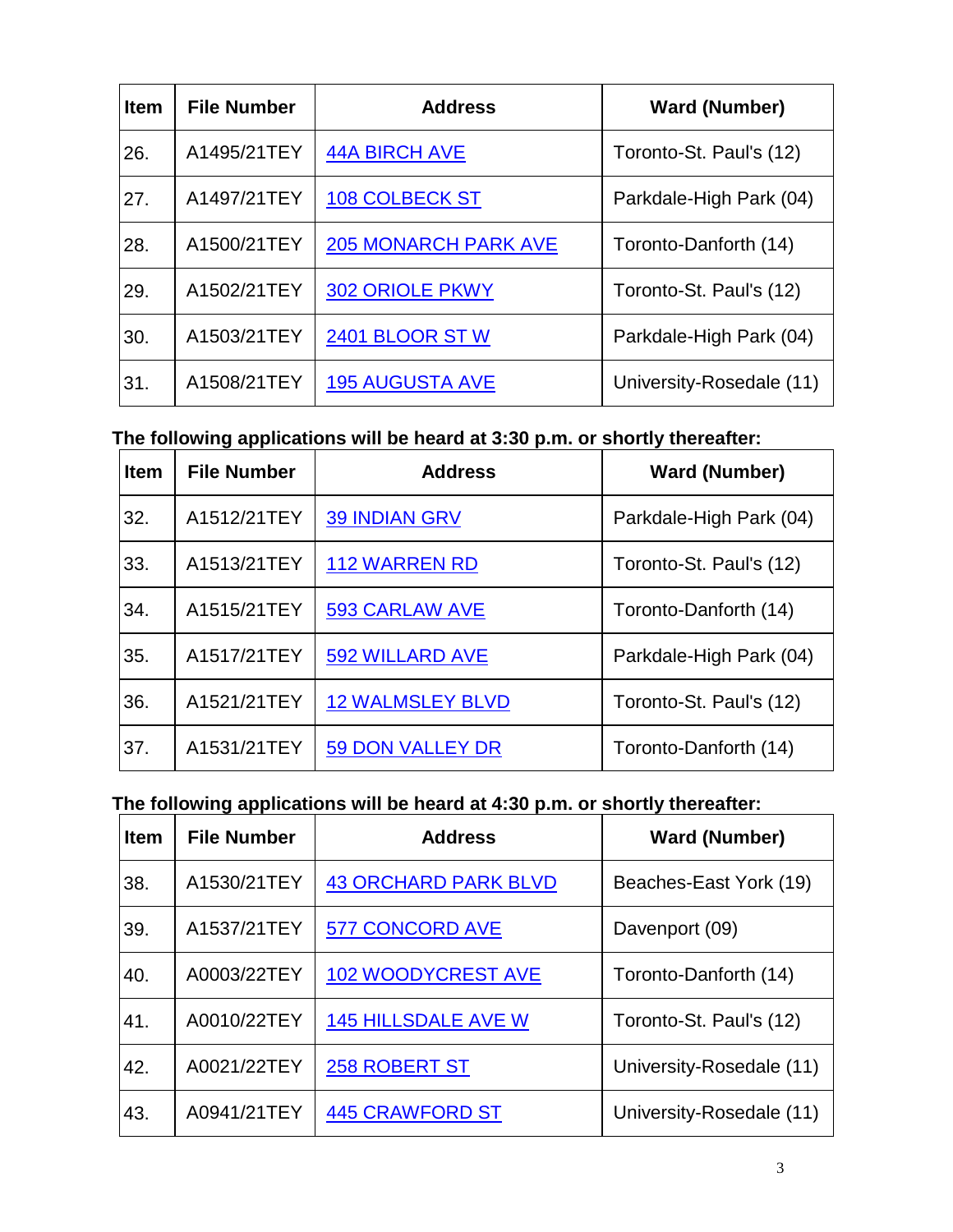| Item | File Number | Address | Ward (Number) |
|---|---|---|---|
| 26. | A1495/21TEY | 44A BIRCH AVE | Toronto-St. Paul's (12) |
| 27. | A1497/21TEY | 108 COLBECK ST | Parkdale-High Park (04) |
| 28. | A1500/21TEY | 205 MONARCH PARK AVE | Toronto-Danforth (14) |
| 29. | A1502/21TEY | 302 ORIOLE PKWY | Toronto-St. Paul's (12) |
| 30. | A1503/21TEY | 2401 BLOOR ST W | Parkdale-High Park (04) |
| 31. | A1508/21TEY | 195 AUGUSTA AVE | University-Rosedale (11) |

**The following applications will be heard at 3:30 p.m. or shortly thereafter:**

| Item | File Number | Address | Ward (Number) |
|---|---|---|---|
| 32. | A1512/21TEY | 39 INDIAN GRV | Parkdale-High Park (04) |
| 33. | A1513/21TEY | 112 WARREN RD | Toronto-St. Paul's (12) |
| 34. | A1515/21TEY | 593 CARLAW AVE | Toronto-Danforth (14) |
| 35. | A1517/21TEY | 592 WILLARD AVE | Parkdale-High Park (04) |
| 36. | A1521/21TEY | 12 WALMSLEY BLVD | Toronto-St. Paul's (12) |
| 37. | A1531/21TEY | 59 DON VALLEY DR | Toronto-Danforth (14) |

**The following applications will be heard at 4:30 p.m. or shortly thereafter:**

| Item | File Number | Address | Ward (Number) |
|---|---|---|---|
| 38. | A1530/21TEY | 43 ORCHARD PARK BLVD | Beaches-East York (19) |
| 39. | A1537/21TEY | 577 CONCORD AVE | Davenport (09) |
| 40. | A0003/22TEY | 102 WOODYCREST AVE | Toronto-Danforth (14) |
| 41. | A0010/22TEY | 145 HILLSDALE AVE W | Toronto-St. Paul's (12) |
| 42. | A0021/22TEY | 258 ROBERT ST | University-Rosedale (11) |
| 43. | A0941/21TEY | 445 CRAWFORD ST | University-Rosedale (11) |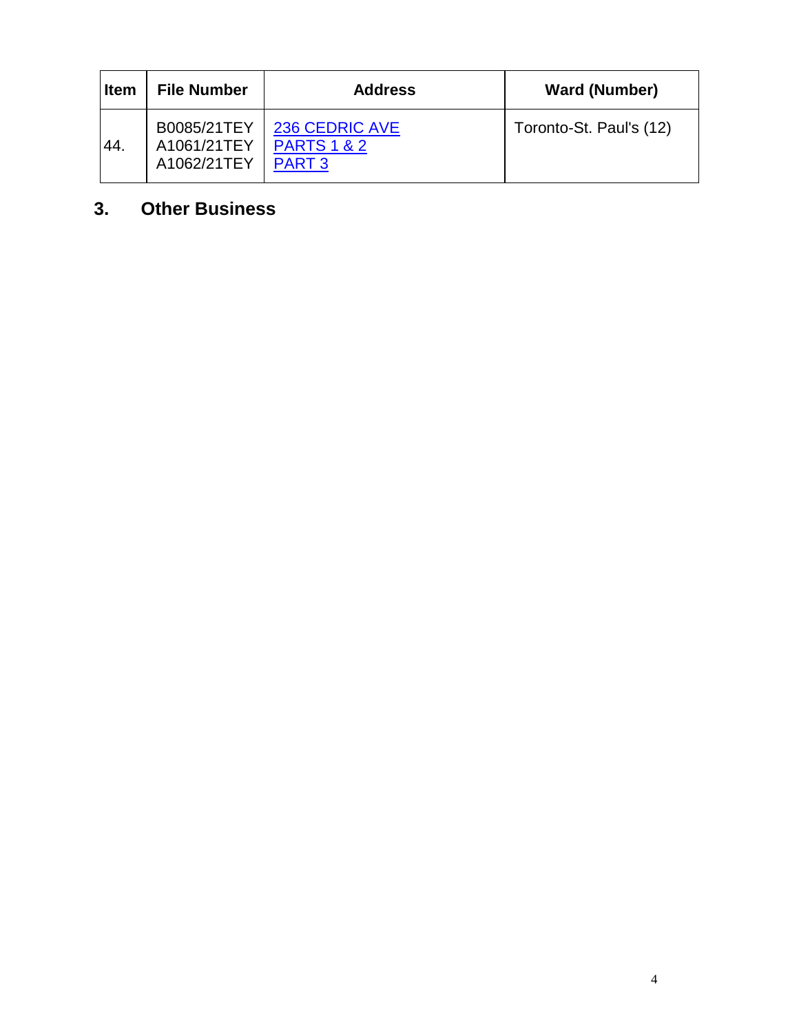| Item | File Number | Address | Ward (Number) |
|---|---|---|---|
| 44. | B0085/21TEY<br>A1061/21TEY<br>A1062/21TEY | 236 CEDRIC AVE<br>PARTS 1 & 2<br>PART 3 | Toronto-St. Paul's (12) |

## 3. Other Business